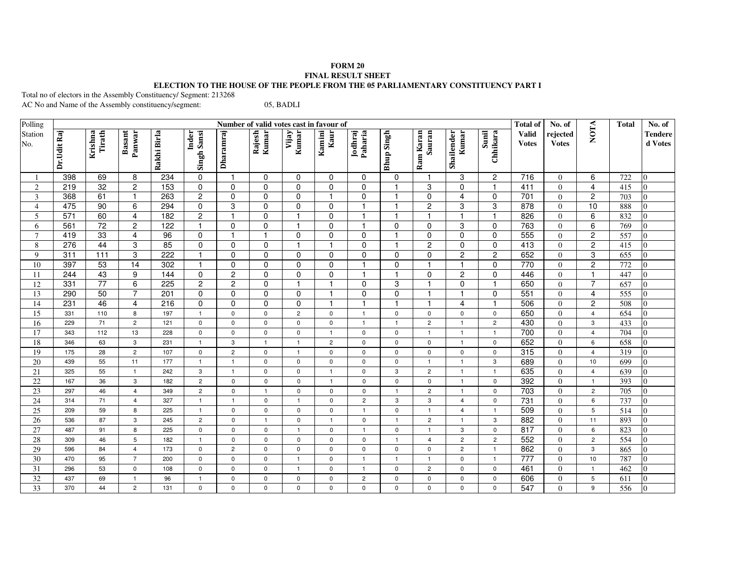**FORM 20**

**FINAL RESULT SHEET**

**ELECTION TO THE HOUSE OF THE PEOPLE FROM THE 05 PARLIAMENTARY CONSTITUENCY PART I**

Total no of electors in the Assembly Constituency/ Segment: 213268

AC No and Name of the Assembly constituency/segment: 05, BADLI

| Polling Station No. | Number of valid votes cast in favour of | | | | | | | | | | | | | | Total of Valid Votes | No. of rejected Votes | NOTA | Total | No. of Tendered Votes |
|---|---|---|---|---|---|---|---|---|---|---|---|---|---|---|---|---|---|---|---|
| | Dr.Udit Raj | Krishna Tirath | Basant Panwar | Rakhi Birla | Inder Singh Sansi | Dharamraj | Rajesh Kumar | Vijay Kumar | Kamini Kaur | Jodhraj Paharia | Bhup Singh | Ram Karan Sauran | Shailender Kumar | Sunil Chhikara | | | | | |
| 1 | 398 | 69 | 8 | 234 | 0 | 1 | 0 | 0 | 0 | 0 | 0 | 1 | 3 | 2 | 716 | 0 | 6 | 722 | 0 |
| 2 | 219 | 32 | 2 | 153 | 0 | 0 | 0 | 0 | 0 | 0 | 1 | 3 | 0 | 1 | 411 | 0 | 4 | 415 | 0 |
| 3 | 368 | 61 | 1 | 263 | 2 | 0 | 0 | 0 | 1 | 0 | 1 | 0 | 4 | 0 | 701 | 0 | 2 | 703 | 0 |
| 4 | 475 | 90 | 6 | 294 | 0 | 3 | 0 | 0 | 0 | 1 | 1 | 2 | 3 | 3 | 878 | 0 | 10 | 888 | 0 |
| 5 | 571 | 60 | 4 | 182 | 2 | 1 | 0 | 1 | 0 | 1 | 1 | 1 | 1 | 1 | 826 | 0 | 6 | 832 | 0 |
| 6 | 561 | 72 | 2 | 122 | 1 | 0 | 0 | 1 | 0 | 1 | 0 | 0 | 3 | 0 | 763 | 0 | 6 | 769 | 0 |
| 7 | 419 | 33 | 4 | 96 | 0 | 1 | 1 | 0 | 0 | 0 | 1 | 0 | 0 | 0 | 555 | 0 | 2 | 557 | 0 |
| 8 | 276 | 44 | 3 | 85 | 0 | 0 | 0 | 1 | 1 | 0 | 1 | 2 | 0 | 0 | 413 | 0 | 2 | 415 | 0 |
| 9 | 311 | 111 | 3 | 222 | 1 | 0 | 0 | 0 | 0 | 0 | 0 | 0 | 2 | 2 | 652 | 0 | 3 | 655 | 0 |
| 10 | 397 | 53 | 14 | 302 | 1 | 0 | 0 | 0 | 0 | 1 | 0 | 1 | 1 | 0 | 770 | 0 | 2 | 772 | 0 |
| 11 | 244 | 43 | 9 | 144 | 0 | 2 | 0 | 0 | 0 | 1 | 1 | 0 | 2 | 0 | 446 | 0 | 1 | 447 | 0 |
| 12 | 331 | 77 | 6 | 225 | 2 | 2 | 0 | 1 | 1 | 0 | 3 | 1 | 0 | 1 | 650 | 0 | 7 | 657 | 0 |
| 13 | 290 | 50 | 7 | 201 | 0 | 0 | 0 | 0 | 1 | 0 | 0 | 1 | 1 | 0 | 551 | 0 | 4 | 555 | 0 |
| 14 | 231 | 46 | 4 | 216 | 0 | 0 | 0 | 0 | 1 | 1 | 1 | 1 | 4 | 1 | 506 | 0 | 2 | 508 | 0 |
| 15 | 331 | 110 | 8 | 197 | 1 | 0 | 0 | 2 | 0 | 1 | 0 | 0 | 0 | 0 | 650 | 0 | 4 | 654 | 0 |
| 16 | 229 | 71 | 2 | 121 | 0 | 0 | 0 | 0 | 0 | 1 | 1 | 2 | 1 | 2 | 430 | 0 | 3 | 433 | 0 |
| 17 | 343 | 112 | 13 | 228 | 0 | 0 | 0 | 0 | 1 | 0 | 0 | 1 | 1 | 1 | 700 | 0 | 4 | 704 | 0 |
| 18 | 346 | 63 | 3 | 231 | 1 | 3 | 1 | 1 | 2 | 0 | 0 | 0 | 1 | 0 | 652 | 0 | 6 | 658 | 0 |
| 19 | 175 | 28 | 2 | 107 | 0 | 2 | 0 | 1 | 0 | 0 | 0 | 0 | 0 | 0 | 315 | 0 | 4 | 319 | 0 |
| 20 | 439 | 55 | 11 | 177 | 1 | 1 | 0 | 0 | 0 | 0 | 0 | 1 | 1 | 3 | 689 | 0 | 10 | 699 | 0 |
| 21 | 325 | 55 | 1 | 242 | 3 | 1 | 0 | 0 | 1 | 0 | 3 | 2 | 1 | 1 | 635 | 0 | 4 | 639 | 0 |
| 22 | 167 | 36 | 3 | 182 | 2 | 0 | 0 | 0 | 1 | 0 | 0 | 0 | 1 | 0 | 392 | 0 | 1 | 393 | 0 |
| 23 | 297 | 46 | 4 | 349 | 2 | 0 | 1 | 0 | 0 | 0 | 1 | 2 | 1 | 0 | 703 | 0 | 2 | 705 | 0 |
| 24 | 314 | 71 | 4 | 327 | 1 | 1 | 0 | 1 | 0 | 2 | 3 | 3 | 4 | 0 | 731 | 0 | 6 | 737 | 0 |
| 25 | 209 | 59 | 8 | 225 | 1 | 0 | 0 | 0 | 0 | 1 | 0 | 1 | 4 | 1 | 509 | 0 | 5 | 514 | 0 |
| 26 | 536 | 87 | 3 | 245 | 2 | 0 | 1 | 0 | 1 | 0 | 1 | 2 | 1 | 3 | 882 | 0 | 11 | 893 | 0 |
| 27 | 487 | 91 | 8 | 225 | 0 | 0 | 0 | 1 | 0 | 1 | 0 | 1 | 3 | 0 | 817 | 0 | 6 | 823 | 0 |
| 28 | 309 | 46 | 5 | 182 | 1 | 0 | 0 | 0 | 0 | 0 | 1 | 4 | 2 | 2 | 552 | 0 | 2 | 554 | 0 |
| 29 | 596 | 84 | 4 | 173 | 0 | 2 | 0 | 0 | 0 | 0 | 0 | 0 | 2 | 1 | 862 | 0 | 3 | 865 | 0 |
| 30 | 470 | 95 | 7 | 200 | 0 | 0 | 0 | 1 | 0 | 1 | 1 | 1 | 0 | 1 | 777 | 0 | 10 | 787 | 0 |
| 31 | 296 | 53 | 0 | 108 | 0 | 0 | 0 | 1 | 0 | 1 | 0 | 2 | 0 | 0 | 461 | 0 | 1 | 462 | 0 |
| 32 | 437 | 69 | 1 | 96 | 1 | 0 | 0 | 0 | 0 | 2 | 0 | 0 | 0 | 0 | 606 | 0 | 5 | 611 | 0 |
| 33 | 370 | 44 | 2 | 131 | 0 | 0 | 0 | 0 | 0 | 0 | 0 | 0 | 0 | 0 | 547 | 0 | 9 | 556 | 0 |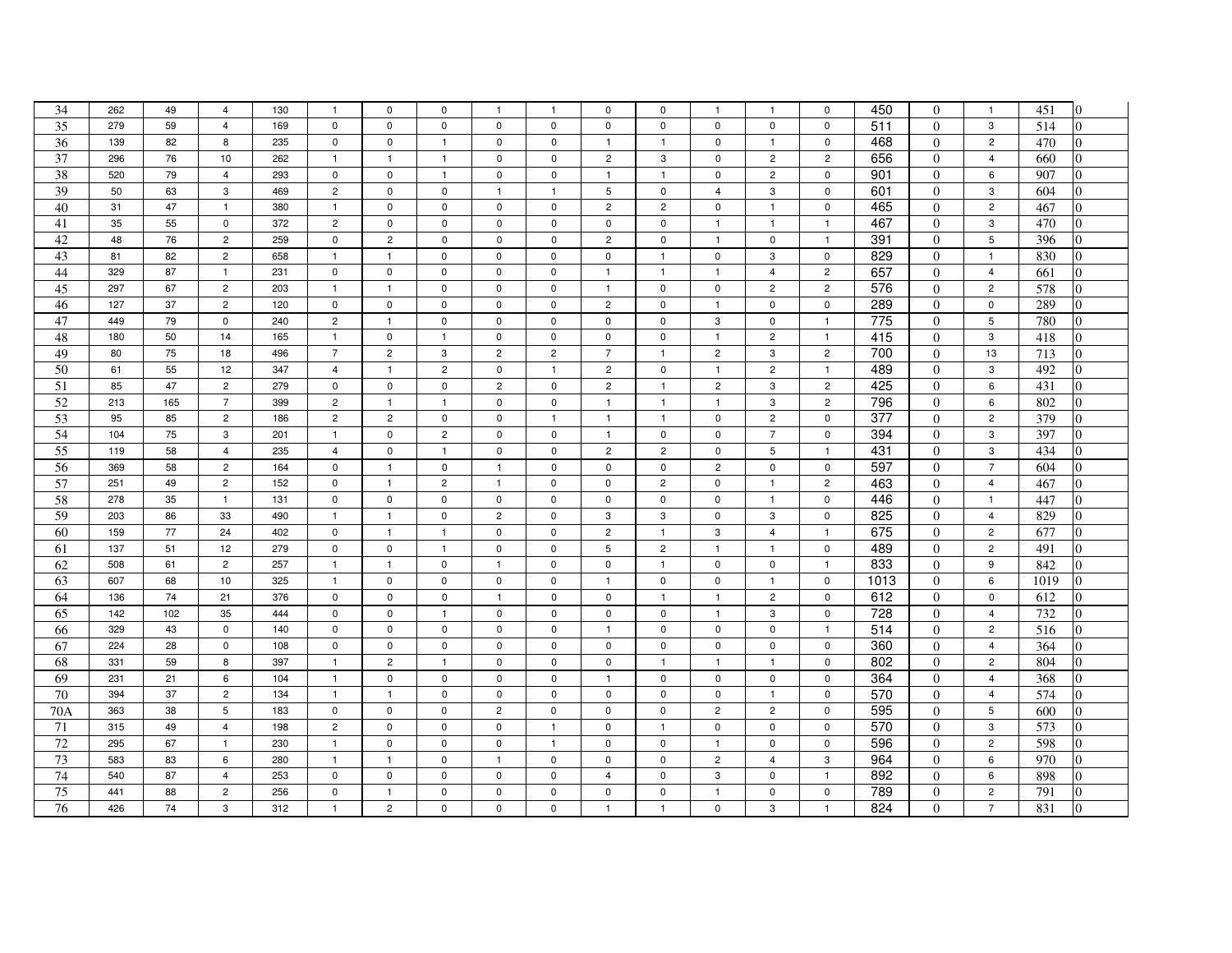| | | | | | | | | | | | | | | | | | | | |
|---|---|---|---|---|---|---|---|---|---|---|---|---|---|---|---|---|---|---|---|
| 34 | 262 | 49 | 4 | 130 | 1 | 0 | 0 | 1 | 1 | 0 | 0 | 1 | 1 | 0 | 450 | 0 | 1 | 451 | 0 |
| 35 | 279 | 59 | 4 | 169 | 0 | 0 | 0 | 0 | 0 | 0 | 0 | 0 | 0 | 0 | 511 | 0 | 3 | 514 | 0 |
| 36 | 139 | 82 | 8 | 235 | 0 | 0 | 1 | 0 | 0 | 1 | 1 | 0 | 1 | 0 | 468 | 0 | 2 | 470 | 0 |
| 37 | 296 | 76 | 10 | 262 | 1 | 1 | 1 | 0 | 0 | 2 | 3 | 0 | 2 | 2 | 656 | 0 | 4 | 660 | 0 |
| 38 | 520 | 79 | 4 | 293 | 0 | 0 | 1 | 0 | 0 | 1 | 1 | 0 | 2 | 0 | 901 | 0 | 6 | 907 | 0 |
| 39 | 50 | 63 | 3 | 469 | 2 | 0 | 0 | 1 | 1 | 5 | 0 | 4 | 3 | 0 | 601 | 0 | 3 | 604 | 0 |
| 40 | 31 | 47 | 1 | 380 | 1 | 0 | 0 | 0 | 0 | 2 | 2 | 0 | 1 | 0 | 465 | 0 | 2 | 467 | 0 |
| 41 | 35 | 55 | 0 | 372 | 2 | 0 | 0 | 0 | 0 | 0 | 0 | 1 | 1 | 1 | 467 | 0 | 3 | 470 | 0 |
| 42 | 48 | 76 | 2 | 259 | 0 | 2 | 0 | 0 | 0 | 2 | 0 | 1 | 0 | 1 | 391 | 0 | 5 | 396 | 0 |
| 43 | 81 | 82 | 2 | 658 | 1 | 1 | 0 | 0 | 0 | 0 | 1 | 0 | 3 | 0 | 829 | 0 | 1 | 830 | 0 |
| 44 | 329 | 87 | 1 | 231 | 0 | 0 | 0 | 0 | 0 | 1 | 1 | 1 | 4 | 2 | 657 | 0 | 4 | 661 | 0 |
| 45 | 297 | 67 | 2 | 203 | 1 | 1 | 0 | 0 | 0 | 1 | 0 | 0 | 2 | 2 | 576 | 0 | 2 | 578 | 0 |
| 46 | 127 | 37 | 2 | 120 | 0 | 0 | 0 | 0 | 0 | 2 | 0 | 1 | 0 | 0 | 289 | 0 | 0 | 289 | 0 |
| 47 | 449 | 79 | 0 | 240 | 2 | 1 | 0 | 0 | 0 | 0 | 0 | 3 | 0 | 1 | 775 | 0 | 5 | 780 | 0 |
| 48 | 180 | 50 | 14 | 165 | 1 | 0 | 1 | 0 | 0 | 0 | 0 | 1 | 2 | 1 | 415 | 0 | 3 | 418 | 0 |
| 49 | 80 | 75 | 18 | 496 | 7 | 2 | 3 | 2 | 2 | 7 | 1 | 2 | 3 | 2 | 700 | 0 | 13 | 713 | 0 |
| 50 | 61 | 55 | 12 | 347 | 4 | 1 | 2 | 0 | 1 | 2 | 0 | 1 | 2 | 1 | 489 | 0 | 3 | 492 | 0 |
| 51 | 85 | 47 | 2 | 279 | 0 | 0 | 0 | 2 | 0 | 2 | 1 | 2 | 3 | 2 | 425 | 0 | 6 | 431 | 0 |
| 52 | 213 | 165 | 7 | 399 | 2 | 1 | 1 | 0 | 0 | 1 | 1 | 1 | 3 | 2 | 796 | 0 | 6 | 802 | 0 |
| 53 | 95 | 85 | 2 | 186 | 2 | 2 | 0 | 0 | 1 | 1 | 1 | 0 | 2 | 0 | 377 | 0 | 2 | 379 | 0 |
| 54 | 104 | 75 | 3 | 201 | 1 | 0 | 2 | 0 | 0 | 1 | 0 | 0 | 7 | 0 | 394 | 0 | 3 | 397 | 0 |
| 55 | 119 | 58 | 4 | 235 | 4 | 0 | 1 | 0 | 0 | 2 | 2 | 0 | 5 | 1 | 431 | 0 | 3 | 434 | 0 |
| 56 | 369 | 58 | 2 | 164 | 0 | 1 | 0 | 1 | 0 | 0 | 0 | 2 | 0 | 0 | 597 | 0 | 7 | 604 | 0 |
| 57 | 251 | 49 | 2 | 152 | 0 | 1 | 2 | 1 | 0 | 0 | 2 | 0 | 1 | 2 | 463 | 0 | 4 | 467 | 0 |
| 58 | 278 | 35 | 1 | 131 | 0 | 0 | 0 | 0 | 0 | 0 | 0 | 0 | 1 | 0 | 446 | 0 | 1 | 447 | 0 |
| 59 | 203 | 86 | 33 | 490 | 1 | 1 | 0 | 2 | 0 | 3 | 3 | 0 | 3 | 0 | 825 | 0 | 4 | 829 | 0 |
| 60 | 159 | 77 | 24 | 402 | 0 | 1 | 1 | 0 | 0 | 2 | 1 | 3 | 4 | 1 | 675 | 0 | 2 | 677 | 0 |
| 61 | 137 | 51 | 12 | 279 | 0 | 0 | 1 | 0 | 0 | 5 | 2 | 1 | 1 | 0 | 489 | 0 | 2 | 491 | 0 |
| 62 | 508 | 61 | 2 | 257 | 1 | 1 | 0 | 1 | 0 | 0 | 1 | 0 | 0 | 1 | 833 | 0 | 9 | 842 | 0 |
| 63 | 607 | 68 | 10 | 325 | 1 | 0 | 0 | 0 | 0 | 1 | 0 | 0 | 1 | 0 | 1013 | 0 | 6 | 1019 | 0 |
| 64 | 136 | 74 | 21 | 376 | 0 | 0 | 0 | 1 | 0 | 0 | 1 | 1 | 2 | 0 | 612 | 0 | 0 | 612 | 0 |
| 65 | 142 | 102 | 35 | 444 | 0 | 0 | 1 | 0 | 0 | 0 | 0 | 1 | 3 | 0 | 728 | 0 | 4 | 732 | 0 |
| 66 | 329 | 43 | 0 | 140 | 0 | 0 | 0 | 0 | 0 | 1 | 0 | 0 | 0 | 1 | 514 | 0 | 2 | 516 | 0 |
| 67 | 224 | 28 | 0 | 108 | 0 | 0 | 0 | 0 | 0 | 0 | 0 | 0 | 0 | 0 | 360 | 0 | 4 | 364 | 0 |
| 68 | 331 | 59 | 8 | 397 | 1 | 2 | 1 | 0 | 0 | 0 | 1 | 1 | 1 | 0 | 802 | 0 | 2 | 804 | 0 |
| 69 | 231 | 21 | 6 | 104 | 1 | 0 | 0 | 0 | 0 | 1 | 0 | 0 | 0 | 0 | 364 | 0 | 4 | 368 | 0 |
| 70 | 394 | 37 | 2 | 134 | 1 | 1 | 0 | 0 | 0 | 0 | 0 | 0 | 1 | 0 | 570 | 0 | 4 | 574 | 0 |
| 70A | 363 | 38 | 5 | 183 | 0 | 0 | 0 | 2 | 0 | 0 | 0 | 2 | 2 | 0 | 595 | 0 | 5 | 600 | 0 |
| 71 | 315 | 49 | 4 | 198 | 2 | 0 | 0 | 0 | 1 | 0 | 1 | 0 | 0 | 0 | 570 | 0 | 3 | 573 | 0 |
| 72 | 295 | 67 | 1 | 230 | 1 | 0 | 0 | 0 | 1 | 0 | 0 | 1 | 0 | 0 | 596 | 0 | 2 | 598 | 0 |
| 73 | 583 | 83 | 6 | 280 | 1 | 1 | 0 | 1 | 0 | 0 | 0 | 2 | 4 | 3 | 964 | 0 | 6 | 970 | 0 |
| 74 | 540 | 87 | 4 | 253 | 0 | 0 | 0 | 0 | 0 | 4 | 0 | 3 | 0 | 1 | 892 | 0 | 6 | 898 | 0 |
| 75 | 441 | 88 | 2 | 256 | 0 | 1 | 0 | 0 | 0 | 0 | 0 | 1 | 0 | 0 | 789 | 0 | 2 | 791 | 0 |
| 76 | 426 | 74 | 3 | 312 | 1 | 2 | 0 | 0 | 0 | 1 | 1 | 0 | 3 | 1 | 824 | 0 | 7 | 831 | 0 |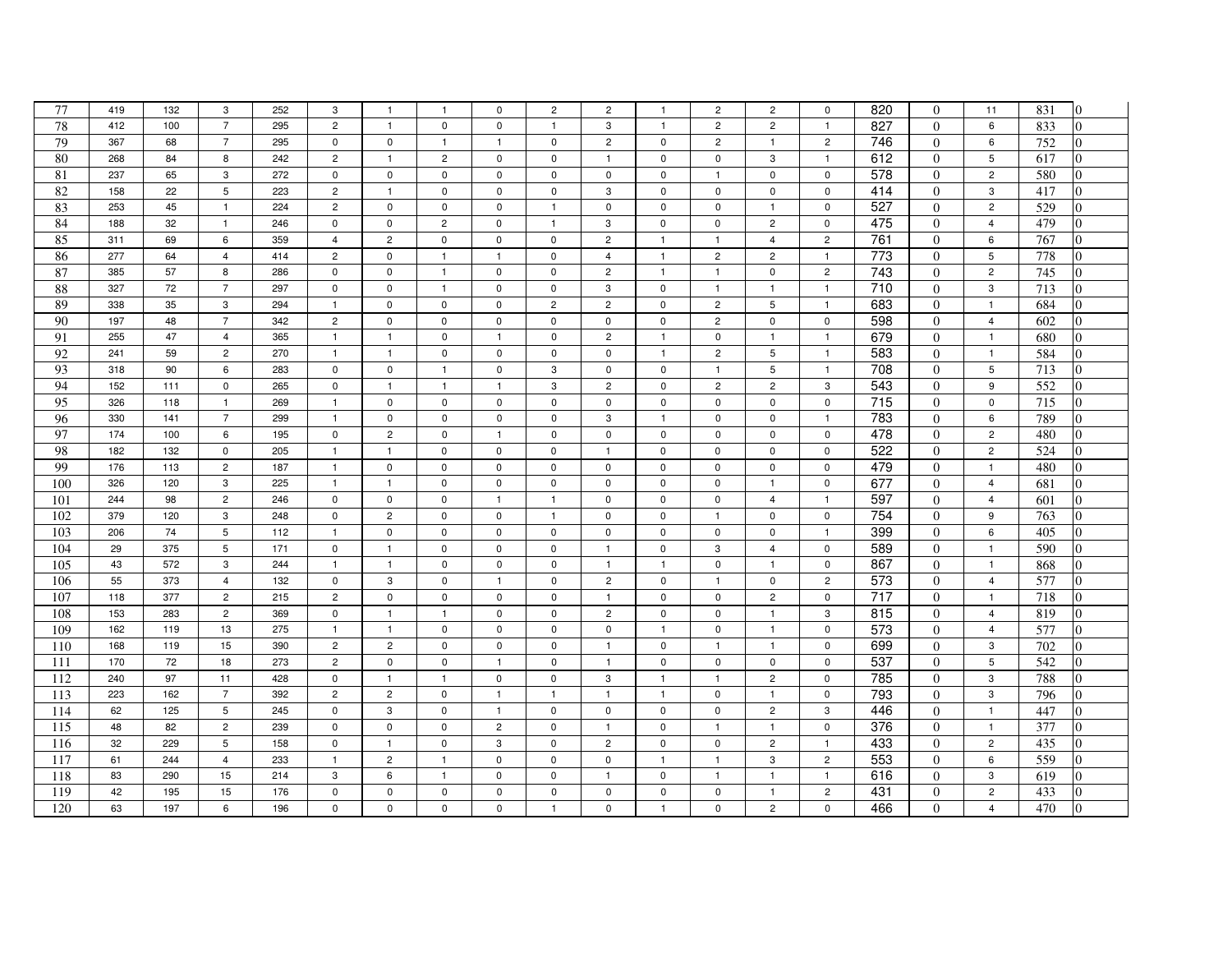| | | | | | | | | | | | | | | | | | | | |
|---|---|---|---|---|---|---|---|---|---|---|---|---|---|---|---|---|---|---|---|
| 77 | 419 | 132 | 3 | 252 | 3 | 1 | 1 | 0 | 2 | 2 | 1 | 2 | 2 | 0 | 820 | 0 | 11 | 831 | 0 |
| 78 | 412 | 100 | 7 | 295 | 2 | 1 | 0 | 0 | 1 | 3 | 1 | 2 | 2 | 1 | 827 | 0 | 6 | 833 | 0 |
| 79 | 367 | 68 | 7 | 295 | 0 | 0 | 1 | 1 | 0 | 2 | 0 | 2 | 1 | 2 | 746 | 0 | 6 | 752 | 0 |
| 80 | 268 | 84 | 8 | 242 | 2 | 1 | 2 | 0 | 0 | 1 | 0 | 0 | 3 | 1 | 612 | 0 | 5 | 617 | 0 |
| 81 | 237 | 65 | 3 | 272 | 0 | 0 | 0 | 0 | 0 | 0 | 0 | 1 | 0 | 0 | 578 | 0 | 2 | 580 | 0 |
| 82 | 158 | 22 | 5 | 223 | 2 | 1 | 0 | 0 | 0 | 3 | 0 | 0 | 0 | 0 | 414 | 0 | 3 | 417 | 0 |
| 83 | 253 | 45 | 1 | 224 | 2 | 0 | 0 | 0 | 1 | 0 | 0 | 0 | 1 | 0 | 527 | 0 | 2 | 529 | 0 |
| 84 | 188 | 32 | 1 | 246 | 0 | 0 | 2 | 0 | 1 | 3 | 0 | 0 | 2 | 0 | 475 | 0 | 4 | 479 | 0 |
| 85 | 311 | 69 | 6 | 359 | 4 | 2 | 0 | 0 | 0 | 2 | 1 | 1 | 4 | 2 | 761 | 0 | 6 | 767 | 0 |
| 86 | 277 | 64 | 4 | 414 | 2 | 0 | 1 | 1 | 0 | 4 | 1 | 2 | 2 | 1 | 773 | 0 | 5 | 778 | 0 |
| 87 | 385 | 57 | 8 | 286 | 0 | 0 | 1 | 0 | 0 | 2 | 1 | 1 | 0 | 2 | 743 | 0 | 2 | 745 | 0 |
| 88 | 327 | 72 | 7 | 297 | 0 | 0 | 1 | 0 | 0 | 3 | 0 | 1 | 1 | 1 | 710 | 0 | 3 | 713 | 0 |
| 89 | 338 | 35 | 3 | 294 | 1 | 0 | 0 | 0 | 2 | 2 | 0 | 2 | 5 | 1 | 683 | 0 | 1 | 684 | 0 |
| 90 | 197 | 48 | 7 | 342 | 2 | 0 | 0 | 0 | 0 | 0 | 0 | 2 | 0 | 0 | 598 | 0 | 4 | 602 | 0 |
| 91 | 255 | 47 | 4 | 365 | 1 | 1 | 0 | 1 | 0 | 2 | 1 | 0 | 1 | 1 | 679 | 0 | 1 | 680 | 0 |
| 92 | 241 | 59 | 2 | 270 | 1 | 1 | 0 | 0 | 0 | 0 | 1 | 2 | 5 | 1 | 583 | 0 | 1 | 584 | 0 |
| 93 | 318 | 90 | 6 | 283 | 0 | 0 | 1 | 0 | 3 | 0 | 0 | 1 | 5 | 1 | 708 | 0 | 5 | 713 | 0 |
| 94 | 152 | 111 | 0 | 265 | 0 | 1 | 1 | 1 | 3 | 2 | 0 | 2 | 2 | 3 | 543 | 0 | 9 | 552 | 0 |
| 95 | 326 | 118 | 1 | 269 | 1 | 0 | 0 | 0 | 0 | 0 | 0 | 0 | 0 | 0 | 715 | 0 | 0 | 715 | 0 |
| 96 | 330 | 141 | 7 | 299 | 1 | 0 | 0 | 0 | 0 | 3 | 1 | 0 | 0 | 1 | 783 | 0 | 6 | 789 | 0 |
| 97 | 174 | 100 | 6 | 195 | 0 | 2 | 0 | 1 | 0 | 0 | 0 | 0 | 0 | 0 | 478 | 0 | 2 | 480 | 0 |
| 98 | 182 | 132 | 0 | 205 | 1 | 1 | 0 | 0 | 0 | 1 | 0 | 0 | 0 | 0 | 522 | 0 | 2 | 524 | 0 |
| 99 | 176 | 113 | 2 | 187 | 1 | 0 | 0 | 0 | 0 | 0 | 0 | 0 | 0 | 0 | 479 | 0 | 1 | 480 | 0 |
| 100 | 326 | 120 | 3 | 225 | 1 | 1 | 0 | 0 | 0 | 0 | 0 | 0 | 1 | 0 | 677 | 0 | 4 | 681 | 0 |
| 101 | 244 | 98 | 2 | 246 | 0 | 0 | 0 | 1 | 1 | 0 | 0 | 0 | 4 | 1 | 597 | 0 | 4 | 601 | 0 |
| 102 | 379 | 120 | 3 | 248 | 0 | 2 | 0 | 0 | 1 | 0 | 0 | 1 | 0 | 0 | 754 | 0 | 9 | 763 | 0 |
| 103 | 206 | 74 | 5 | 112 | 1 | 0 | 0 | 0 | 0 | 0 | 0 | 0 | 0 | 1 | 399 | 0 | 6 | 405 | 0 |
| 104 | 29 | 375 | 5 | 171 | 0 | 1 | 0 | 0 | 0 | 1 | 0 | 3 | 4 | 0 | 589 | 0 | 1 | 590 | 0 |
| 105 | 43 | 572 | 3 | 244 | 1 | 1 | 0 | 0 | 0 | 1 | 1 | 0 | 1 | 0 | 867 | 0 | 1 | 868 | 0 |
| 106 | 55 | 373 | 4 | 132 | 0 | 3 | 0 | 1 | 0 | 2 | 0 | 1 | 0 | 2 | 573 | 0 | 4 | 577 | 0 |
| 107 | 118 | 377 | 2 | 215 | 2 | 0 | 0 | 0 | 0 | 1 | 0 | 0 | 2 | 0 | 717 | 0 | 1 | 718 | 0 |
| 108 | 153 | 283 | 2 | 369 | 0 | 1 | 1 | 0 | 0 | 2 | 0 | 0 | 1 | 3 | 815 | 0 | 4 | 819 | 0 |
| 109 | 162 | 119 | 13 | 275 | 1 | 1 | 0 | 0 | 0 | 0 | 1 | 0 | 1 | 0 | 573 | 0 | 4 | 577 | 0 |
| 110 | 168 | 119 | 15 | 390 | 2 | 2 | 0 | 0 | 0 | 1 | 0 | 1 | 1 | 0 | 699 | 0 | 3 | 702 | 0 |
| 111 | 170 | 72 | 18 | 273 | 2 | 0 | 0 | 1 | 0 | 1 | 0 | 0 | 0 | 0 | 537 | 0 | 5 | 542 | 0 |
| 112 | 240 | 97 | 11 | 428 | 0 | 1 | 1 | 0 | 0 | 3 | 1 | 1 | 2 | 0 | 785 | 0 | 3 | 788 | 0 |
| 113 | 223 | 162 | 7 | 392 | 2 | 2 | 0 | 1 | 1 | 1 | 1 | 0 | 1 | 0 | 793 | 0 | 3 | 796 | 0 |
| 114 | 62 | 125 | 5 | 245 | 0 | 3 | 0 | 1 | 0 | 0 | 0 | 0 | 2 | 3 | 446 | 0 | 1 | 447 | 0 |
| 115 | 48 | 82 | 2 | 239 | 0 | 0 | 0 | 2 | 0 | 1 | 0 | 1 | 1 | 0 | 376 | 0 | 1 | 377 | 0 |
| 116 | 32 | 229 | 5 | 158 | 0 | 1 | 0 | 3 | 0 | 2 | 0 | 0 | 2 | 1 | 433 | 0 | 2 | 435 | 0 |
| 117 | 61 | 244 | 4 | 233 | 1 | 2 | 1 | 0 | 0 | 0 | 1 | 1 | 3 | 2 | 553 | 0 | 6 | 559 | 0 |
| 118 | 83 | 290 | 15 | 214 | 3 | 6 | 1 | 0 | 0 | 1 | 0 | 1 | 1 | 1 | 616 | 0 | 3 | 619 | 0 |
| 119 | 42 | 195 | 15 | 176 | 0 | 0 | 0 | 0 | 0 | 0 | 0 | 0 | 1 | 2 | 431 | 0 | 2 | 433 | 0 |
| 120 | 63 | 197 | 6 | 196 | 0 | 0 | 0 | 0 | 1 | 0 | 1 | 0 | 2 | 0 | 466 | 0 | 4 | 470 | 0 |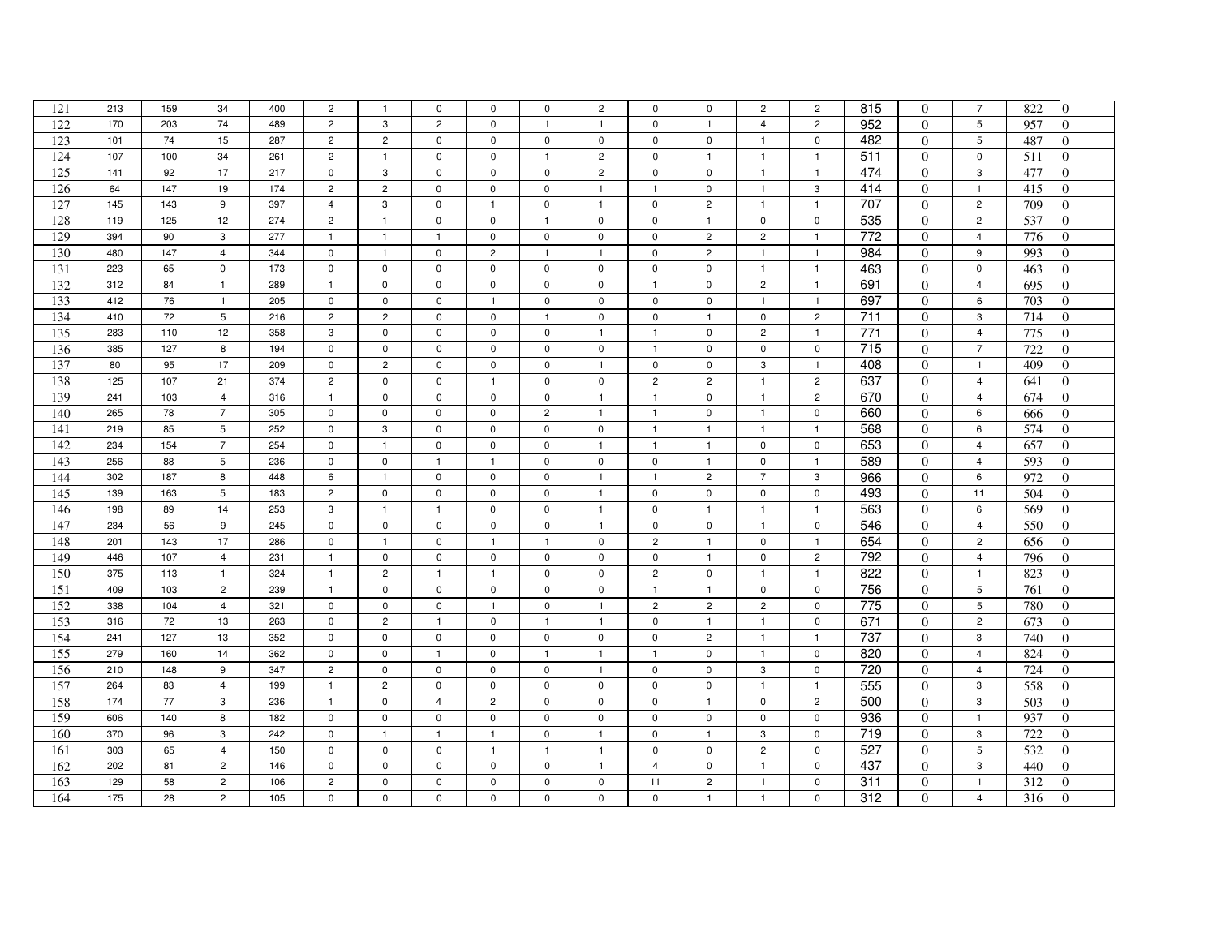| | | | | | | | | | | | | | | | | | | | |
|---|---|---|---|---|---|---|---|---|---|---|---|---|---|---|---|---|---|---|---|
| 121 | 213 | 159 | 34 | 400 | 2 | 1 | 0 | 0 | 0 | 2 | 0 | 0 | 2 | 2 | 815 | 0 | 7 | 822 | 0 |
| 122 | 170 | 203 | 74 | 489 | 2 | 3 | 2 | 0 | 1 | 1 | 0 | 1 | 4 | 2 | 952 | 0 | 5 | 957 | 0 |
| 123 | 101 | 74 | 15 | 287 | 2 | 2 | 0 | 0 | 0 | 0 | 0 | 0 | 1 | 0 | 482 | 0 | 5 | 487 | 0 |
| 124 | 107 | 100 | 34 | 261 | 2 | 1 | 0 | 0 | 1 | 2 | 0 | 1 | 1 | 1 | 511 | 0 | 0 | 511 | 0 |
| 125 | 141 | 92 | 17 | 217 | 0 | 3 | 0 | 0 | 0 | 2 | 0 | 0 | 1 | 1 | 474 | 0 | 3 | 477 | 0 |
| 126 | 64 | 147 | 19 | 174 | 2 | 2 | 0 | 0 | 0 | 1 | 1 | 0 | 1 | 3 | 414 | 0 | 1 | 415 | 0 |
| 127 | 145 | 143 | 9 | 397 | 4 | 3 | 0 | 1 | 0 | 1 | 0 | 2 | 1 | 1 | 707 | 0 | 2 | 709 | 0 |
| 128 | 119 | 125 | 12 | 274 | 2 | 1 | 0 | 0 | 1 | 0 | 0 | 1 | 0 | 0 | 535 | 0 | 2 | 537 | 0 |
| 129 | 394 | 90 | 3 | 277 | 1 | 1 | 1 | 0 | 0 | 0 | 0 | 2 | 2 | 1 | 772 | 0 | 4 | 776 | 0 |
| 130 | 480 | 147 | 4 | 344 | 0 | 1 | 0 | 2 | 1 | 1 | 0 | 2 | 1 | 1 | 984 | 0 | 9 | 993 | 0 |
| 131 | 223 | 65 | 0 | 173 | 0 | 0 | 0 | 0 | 0 | 0 | 0 | 0 | 1 | 1 | 463 | 0 | 0 | 463 | 0 |
| 132 | 312 | 84 | 1 | 289 | 1 | 0 | 0 | 0 | 0 | 0 | 1 | 0 | 2 | 1 | 691 | 0 | 4 | 695 | 0 |
| 133 | 412 | 76 | 1 | 205 | 0 | 0 | 0 | 1 | 0 | 0 | 0 | 0 | 1 | 1 | 697 | 0 | 6 | 703 | 0 |
| 134 | 410 | 72 | 5 | 216 | 2 | 2 | 0 | 0 | 1 | 0 | 0 | 1 | 0 | 2 | 711 | 0 | 3 | 714 | 0 |
| 135 | 283 | 110 | 12 | 358 | 3 | 0 | 0 | 0 | 0 | 1 | 1 | 0 | 2 | 1 | 771 | 0 | 4 | 775 | 0 |
| 136 | 385 | 127 | 8 | 194 | 0 | 0 | 0 | 0 | 0 | 0 | 1 | 0 | 0 | 0 | 715 | 0 | 7 | 722 | 0 |
| 137 | 80 | 95 | 17 | 209 | 0 | 2 | 0 | 0 | 0 | 1 | 0 | 0 | 3 | 1 | 408 | 0 | 1 | 409 | 0 |
| 138 | 125 | 107 | 21 | 374 | 2 | 0 | 0 | 1 | 0 | 0 | 2 | 2 | 1 | 2 | 637 | 0 | 4 | 641 | 0 |
| 139 | 241 | 103 | 4 | 316 | 1 | 0 | 0 | 0 | 0 | 1 | 1 | 0 | 1 | 2 | 670 | 0 | 4 | 674 | 0 |
| 140 | 265 | 78 | 7 | 305 | 0 | 0 | 0 | 0 | 2 | 1 | 1 | 0 | 1 | 0 | 660 | 0 | 6 | 666 | 0 |
| 141 | 219 | 85 | 5 | 252 | 0 | 3 | 0 | 0 | 0 | 0 | 1 | 1 | 1 | 1 | 568 | 0 | 6 | 574 | 0 |
| 142 | 234 | 154 | 7 | 254 | 0 | 1 | 0 | 0 | 0 | 1 | 1 | 1 | 0 | 0 | 653 | 0 | 4 | 657 | 0 |
| 143 | 256 | 88 | 5 | 236 | 0 | 0 | 1 | 1 | 0 | 0 | 0 | 1 | 0 | 1 | 589 | 0 | 4 | 593 | 0 |
| 144 | 302 | 187 | 8 | 448 | 6 | 1 | 0 | 0 | 0 | 1 | 1 | 2 | 7 | 3 | 966 | 0 | 6 | 972 | 0 |
| 145 | 139 | 163 | 5 | 183 | 2 | 0 | 0 | 0 | 0 | 1 | 0 | 0 | 0 | 0 | 493 | 0 | 11 | 504 | 0 |
| 146 | 198 | 89 | 14 | 253 | 3 | 1 | 1 | 0 | 0 | 1 | 0 | 1 | 1 | 1 | 563 | 0 | 6 | 569 | 0 |
| 147 | 234 | 56 | 9 | 245 | 0 | 0 | 0 | 0 | 0 | 1 | 0 | 0 | 1 | 0 | 546 | 0 | 4 | 550 | 0 |
| 148 | 201 | 143 | 17 | 286 | 0 | 1 | 0 | 1 | 1 | 0 | 2 | 1 | 0 | 1 | 654 | 0 | 2 | 656 | 0 |
| 149 | 446 | 107 | 4 | 231 | 1 | 0 | 0 | 0 | 0 | 0 | 0 | 1 | 0 | 2 | 792 | 0 | 4 | 796 | 0 |
| 150 | 375 | 113 | 1 | 324 | 1 | 2 | 1 | 1 | 0 | 0 | 2 | 0 | 1 | 1 | 822 | 0 | 1 | 823 | 0 |
| 151 | 409 | 103 | 2 | 239 | 1 | 0 | 0 | 0 | 0 | 0 | 1 | 1 | 0 | 0 | 756 | 0 | 5 | 761 | 0 |
| 152 | 338 | 104 | 4 | 321 | 0 | 0 | 0 | 1 | 0 | 1 | 2 | 2 | 2 | 0 | 775 | 0 | 5 | 780 | 0 |
| 153 | 316 | 72 | 13 | 263 | 0 | 2 | 1 | 0 | 1 | 1 | 0 | 1 | 1 | 0 | 671 | 0 | 2 | 673 | 0 |
| 154 | 241 | 127 | 13 | 352 | 0 | 0 | 0 | 0 | 0 | 0 | 0 | 2 | 1 | 1 | 737 | 0 | 3 | 740 | 0 |
| 155 | 279 | 160 | 14 | 362 | 0 | 0 | 1 | 0 | 1 | 1 | 1 | 0 | 1 | 0 | 820 | 0 | 4 | 824 | 0 |
| 156 | 210 | 148 | 9 | 347 | 2 | 0 | 0 | 0 | 0 | 1 | 0 | 0 | 3 | 0 | 720 | 0 | 4 | 724 | 0 |
| 157 | 264 | 83 | 4 | 199 | 1 | 2 | 0 | 0 | 0 | 0 | 0 | 0 | 1 | 1 | 555 | 0 | 3 | 558 | 0 |
| 158 | 174 | 77 | 3 | 236 | 1 | 0 | 4 | 2 | 0 | 0 | 0 | 1 | 0 | 2 | 500 | 0 | 3 | 503 | 0 |
| 159 | 606 | 140 | 8 | 182 | 0 | 0 | 0 | 0 | 0 | 0 | 0 | 0 | 0 | 0 | 936 | 0 | 1 | 937 | 0 |
| 160 | 370 | 96 | 3 | 242 | 0 | 1 | 1 | 1 | 0 | 1 | 0 | 1 | 3 | 0 | 719 | 0 | 3 | 722 | 0 |
| 161 | 303 | 65 | 4 | 150 | 0 | 0 | 0 | 1 | 1 | 1 | 0 | 0 | 2 | 0 | 527 | 0 | 5 | 532 | 0 |
| 162 | 202 | 81 | 2 | 146 | 0 | 0 | 0 | 0 | 0 | 1 | 4 | 0 | 1 | 0 | 437 | 0 | 3 | 440 | 0 |
| 163 | 129 | 58 | 2 | 106 | 2 | 0 | 0 | 0 | 0 | 0 | 11 | 2 | 1 | 0 | 311 | 0 | 1 | 312 | 0 |
| 164 | 175 | 28 | 2 | 105 | 0 | 0 | 0 | 0 | 0 | 0 | 0 | 1 | 1 | 0 | 312 | 0 | 4 | 316 | 0 |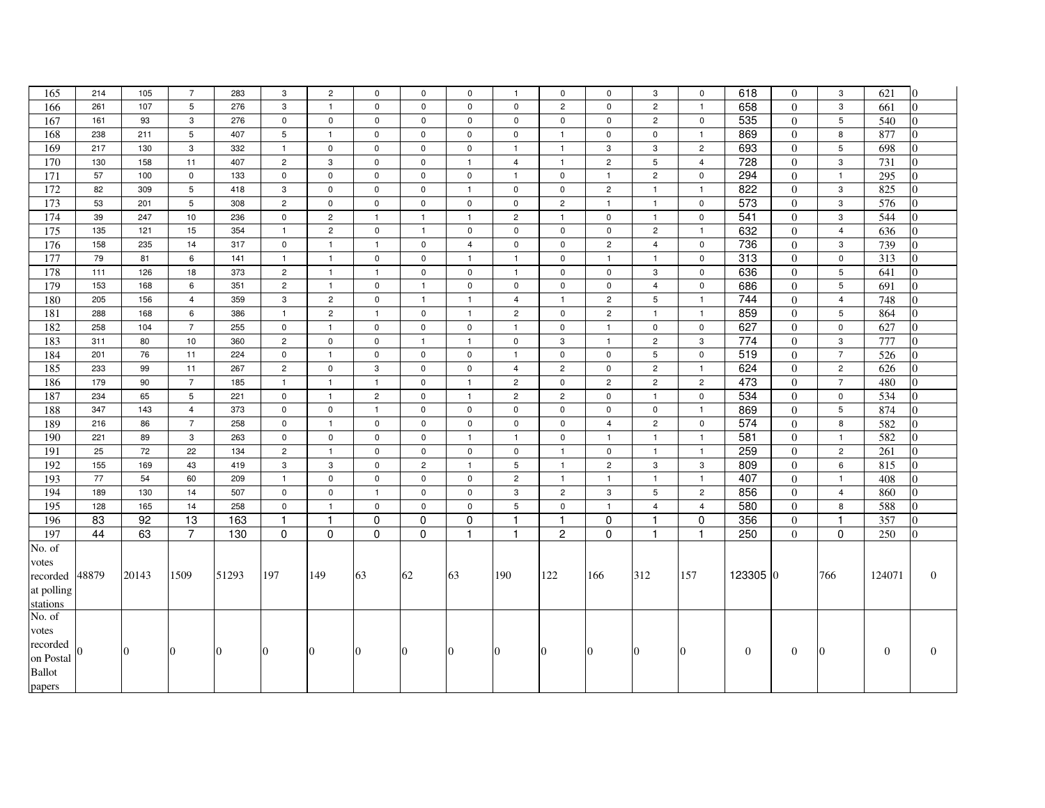| | | | | | | | | | | | | | | | | | | | |
|---|---|---|---|---|---|---|---|---|---|---|---|---|---|---|---|---|---|---|---|
| 165 | 214 | 105 | 7 | 283 | 3 | 2 | 0 | 0 | 0 | 1 | 0 | 0 | 3 | 0 | 618 | 0 | 3 | 621 | 0 |
| 166 | 261 | 107 | 5 | 276 | 3 | 1 | 0 | 0 | 0 | 0 | 2 | 0 | 2 | 1 | 658 | 0 | 3 | 661 | 0 |
| 167 | 161 | 93 | 3 | 276 | 0 | 0 | 0 | 0 | 0 | 0 | 0 | 0 | 2 | 0 | 535 | 0 | 5 | 540 | 0 |
| 168 | 238 | 211 | 5 | 407 | 5 | 1 | 0 | 0 | 0 | 0 | 1 | 0 | 0 | 1 | 869 | 0 | 8 | 877 | 0 |
| 169 | 217 | 130 | 3 | 332 | 1 | 0 | 0 | 0 | 0 | 1 | 1 | 3 | 3 | 2 | 693 | 0 | 5 | 698 | 0 |
| 170 | 130 | 158 | 11 | 407 | 2 | 3 | 0 | 0 | 1 | 4 | 1 | 2 | 5 | 4 | 728 | 0 | 3 | 731 | 0 |
| 171 | 57 | 100 | 0 | 133 | 0 | 0 | 0 | 0 | 0 | 1 | 0 | 1 | 2 | 0 | 294 | 0 | 1 | 295 | 0 |
| 172 | 82 | 309 | 5 | 418 | 3 | 0 | 0 | 0 | 1 | 0 | 0 | 2 | 1 | 1 | 822 | 0 | 3 | 825 | 0 |
| 173 | 53 | 201 | 5 | 308 | 2 | 0 | 0 | 0 | 0 | 0 | 2 | 1 | 1 | 0 | 573 | 0 | 3 | 576 | 0 |
| 174 | 39 | 247 | 10 | 236 | 0 | 2 | 1 | 1 | 1 | 2 | 1 | 0 | 1 | 0 | 541 | 0 | 3 | 544 | 0 |
| 175 | 135 | 121 | 15 | 354 | 1 | 2 | 0 | 1 | 0 | 0 | 0 | 0 | 2 | 1 | 632 | 0 | 4 | 636 | 0 |
| 176 | 158 | 235 | 14 | 317 | 0 | 1 | 1 | 0 | 4 | 0 | 0 | 2 | 4 | 0 | 736 | 0 | 3 | 739 | 0 |
| 177 | 79 | 81 | 6 | 141 | 1 | 1 | 0 | 0 | 1 | 1 | 0 | 1 | 1 | 0 | 313 | 0 | 0 | 313 | 0 |
| 178 | 111 | 126 | 18 | 373 | 2 | 1 | 1 | 0 | 0 | 1 | 0 | 0 | 3 | 0 | 636 | 0 | 5 | 641 | 0 |
| 179 | 153 | 168 | 6 | 351 | 2 | 1 | 0 | 1 | 0 | 0 | 0 | 0 | 4 | 0 | 686 | 0 | 5 | 691 | 0 |
| 180 | 205 | 156 | 4 | 359 | 3 | 2 | 0 | 1 | 1 | 4 | 1 | 2 | 5 | 1 | 744 | 0 | 4 | 748 | 0 |
| 181 | 288 | 168 | 6 | 386 | 1 | 2 | 1 | 0 | 1 | 2 | 0 | 2 | 1 | 1 | 859 | 0 | 5 | 864 | 0 |
| 182 | 258 | 104 | 7 | 255 | 0 | 1 | 0 | 0 | 0 | 1 | 0 | 1 | 0 | 0 | 627 | 0 | 0 | 627 | 0 |
| 183 | 311 | 80 | 10 | 360 | 2 | 0 | 0 | 1 | 1 | 0 | 3 | 1 | 2 | 3 | 774 | 0 | 3 | 777 | 0 |
| 184 | 201 | 76 | 11 | 224 | 0 | 1 | 0 | 0 | 0 | 1 | 0 | 0 | 5 | 0 | 519 | 0 | 7 | 526 | 0 |
| 185 | 233 | 99 | 11 | 267 | 2 | 0 | 3 | 0 | 0 | 4 | 2 | 0 | 2 | 1 | 624 | 0 | 2 | 626 | 0 |
| 186 | 179 | 90 | 7 | 185 | 1 | 1 | 1 | 0 | 1 | 2 | 0 | 2 | 2 | 2 | 473 | 0 | 7 | 480 | 0 |
| 187 | 234 | 65 | 5 | 221 | 0 | 1 | 2 | 0 | 1 | 2 | 2 | 0 | 1 | 0 | 534 | 0 | 0 | 534 | 0 |
| 188 | 347 | 143 | 4 | 373 | 0 | 0 | 1 | 0 | 0 | 0 | 0 | 0 | 0 | 1 | 869 | 0 | 5 | 874 | 0 |
| 189 | 216 | 86 | 7 | 258 | 0 | 1 | 0 | 0 | 0 | 0 | 0 | 4 | 2 | 0 | 574 | 0 | 8 | 582 | 0 |
| 190 | 221 | 89 | 3 | 263 | 0 | 0 | 0 | 0 | 1 | 1 | 0 | 1 | 1 | 1 | 581 | 0 | 1 | 582 | 0 |
| 191 | 25 | 72 | 22 | 134 | 2 | 1 | 0 | 0 | 0 | 0 | 1 | 0 | 1 | 1 | 259 | 0 | 2 | 261 | 0 |
| 192 | 155 | 169 | 43 | 419 | 3 | 3 | 0 | 2 | 1 | 5 | 1 | 2 | 3 | 3 | 809 | 0 | 6 | 815 | 0 |
| 193 | 77 | 54 | 60 | 209 | 1 | 0 | 0 | 0 | 0 | 2 | 1 | 1 | 1 | 1 | 407 | 0 | 1 | 408 | 0 |
| 194 | 189 | 130 | 14 | 507 | 0 | 0 | 1 | 0 | 0 | 3 | 2 | 3 | 5 | 2 | 856 | 0 | 4 | 860 | 0 |
| 195 | 128 | 165 | 14 | 258 | 0 | 1 | 0 | 0 | 0 | 5 | 0 | 1 | 4 | 4 | 580 | 0 | 8 | 588 | 0 |
| 196 | 83 | 92 | 13 | 163 | 1 | 1 | 0 | 0 | 0 | 1 | 1 | 0 | 1 | 0 | 356 | 0 | 1 | 357 | 0 |
| 197 | 44 | 63 | 7 | 130 | 0 | 0 | 0 | 0 | 1 | 1 | 2 | 0 | 1 | 1 | 250 | 0 | 0 | 250 | 0 |
| No. of votes recorded at polling stations | 48879 | 20143 | 1509 | 51293 | 197 | 149 | 63 | 62 | 63 | 190 | 122 | 166 | 312 | 157 | 123305 | 0 | 766 | 124071 | 0 |
| No. of votes recorded on Postal Ballot papers | 0 | 0 | 0 | 0 | 0 | 0 | 0 | 0 | 0 | 0 | 0 | 0 | 0 | 0 | 0 | 0 | 0 | 0 | 0 |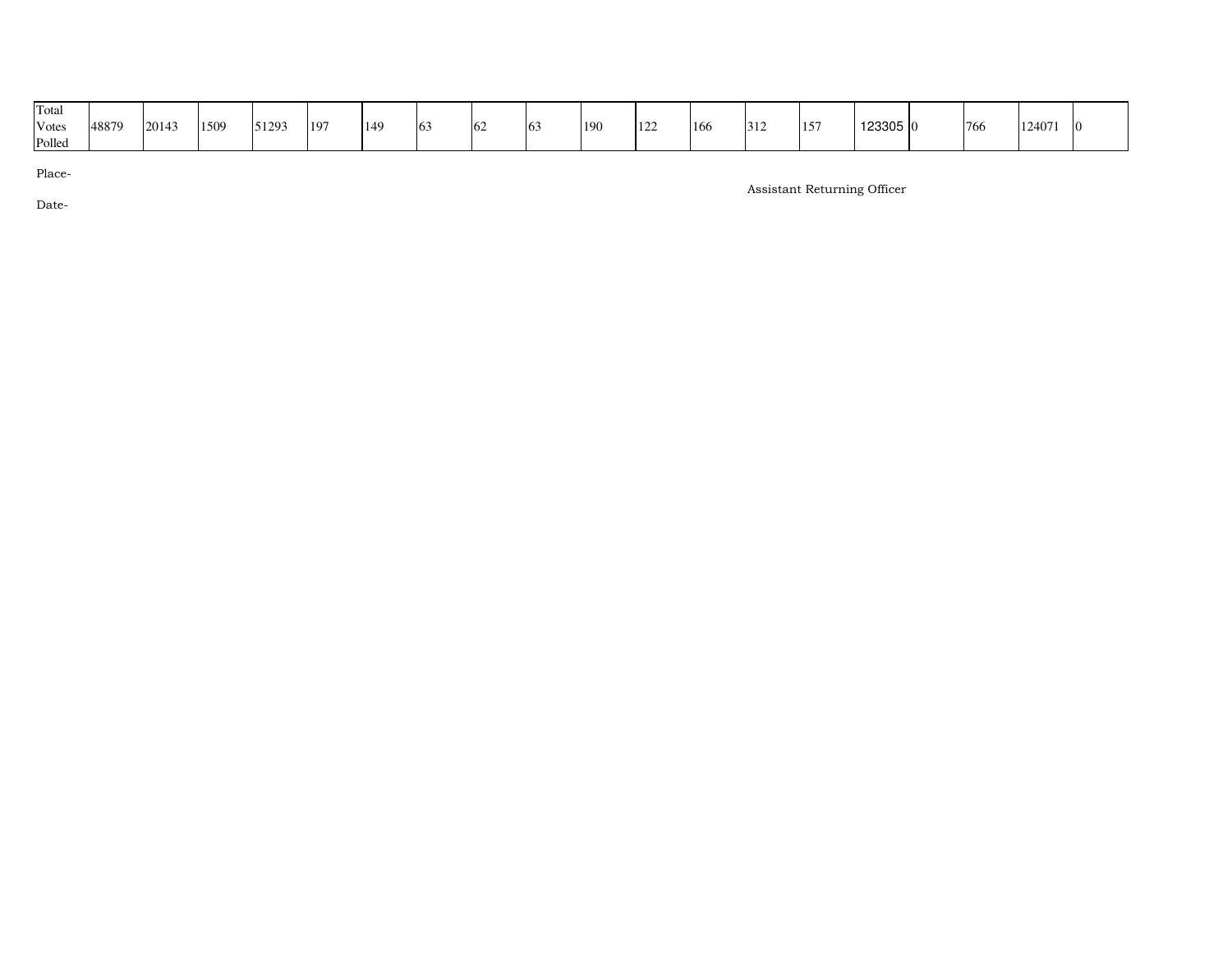| | | | | | | | | | | | | | | | | | | | |
|---|---|---|---|---|---|---|---|---|---|---|---|---|---|---|---|---|---|---|---|
| Total Votes Polled | 48879 | 20143 | 1509 | 51293 | 197 | 149 | 63 | 62 | 63 | 190 | 122 | 166 | 312 | 157 | 123305 | 0 | 766 | 124071 | 0 |

Place-

Assistant Returning Officer

Date-